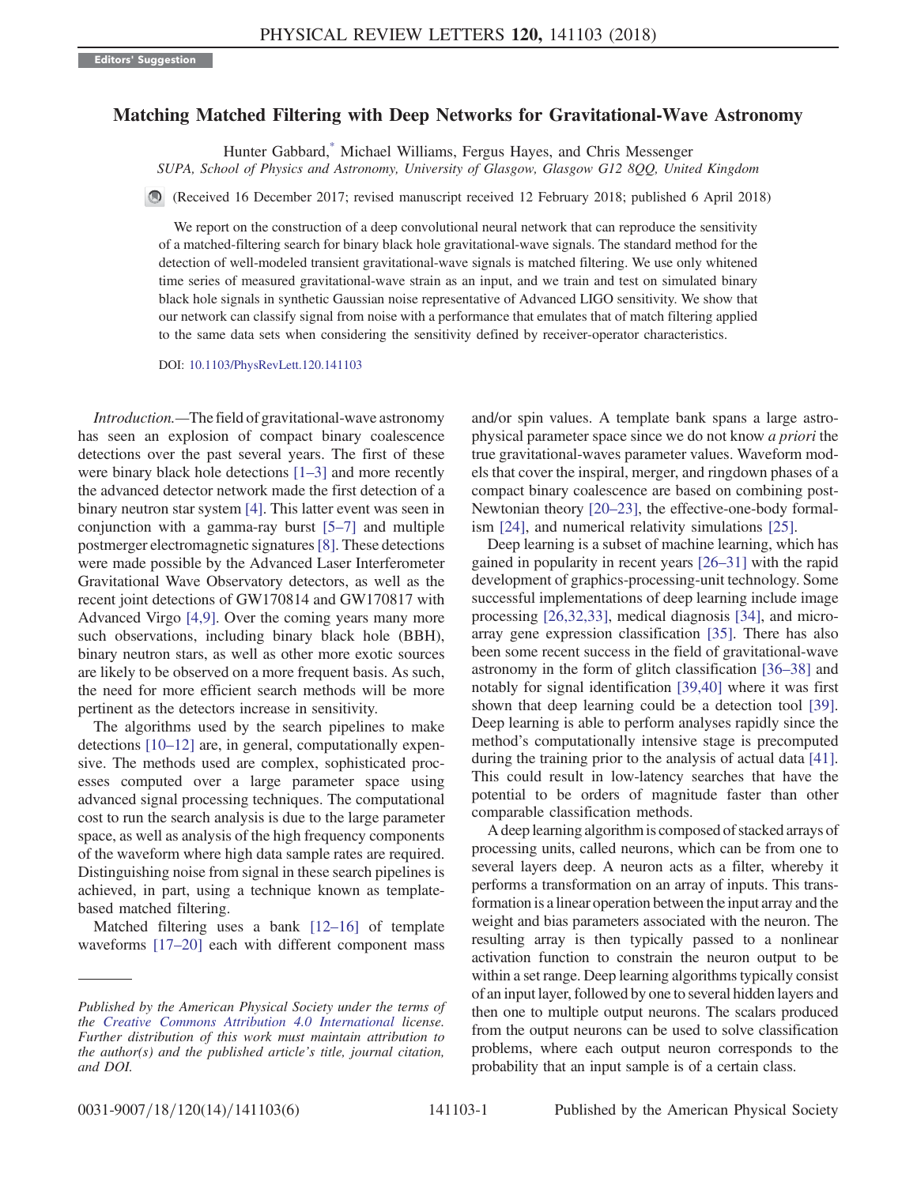Editors' Suggestion

# Matching Matched Filtering with Deep Networks for Gravitational-Wave Astronomy

Hunter Gabbard,[*] Michael Williams, Fergus Hayes, and Chris Messenger

*SUPA, School of Physics and Astronomy, University of Glasgow, Glasgow G12 8QQ, United Kingdom*

(Received 16 December 2017; revised manuscript received 12 February 2018; published 6 April 2018)

We report on the construction of a deep convolutional neural network that can reproduce the sensitivity of a matched-filtering search for binary black hole gravitational-wave signals. The standard method for the detection of well-modeled transient gravitational-wave signals is matched filtering. We use only whitened time series of measured gravitational-wave strain as an input, and we train and test on simulated binary black hole signals in synthetic Gaussian noise representative of Advanced LIGO sensitivity. We show that our network can classify signal from noise with a performance that emulates that of match filtering applied to the same data sets when considering the sensitivity defined by receiver-operator characteristics.

DOI: 10.1103/PhysRevLett.120.141103

*Introduction.*—The field of gravitational-wave astronomy has seen an explosion of compact binary coalescence detections over the past several years. The first of these were binary black hole detections [1–3] and more recently the advanced detector network made the first detection of a binary neutron star system [4]. This latter event was seen in conjunction with a gamma-ray burst [5–7] and multiple postmerger electromagnetic signatures [8]. These detections were made possible by the Advanced Laser Interferometer Gravitational Wave Observatory detectors, as well as the recent joint detections of GW170814 and GW170817 with Advanced Virgo [4,9]. Over the coming years many more such observations, including binary black hole (BBH), binary neutron stars, as well as other more exotic sources are likely to be observed on a more frequent basis. As such, the need for more efficient search methods will be more pertinent as the detectors increase in sensitivity.

The algorithms used by the search pipelines to make detections [10–12] are, in general, computationally expensive. The methods used are complex, sophisticated processes computed over a large parameter space using advanced signal processing techniques. The computational cost to run the search analysis is due to the large parameter space, as well as analysis of the high frequency components of the waveform where high data sample rates are required. Distinguishing noise from signal in these search pipelines is achieved, in part, using a technique known as template-based matched filtering.

Matched filtering uses a bank [12–16] of template waveforms [17–20] each with different component mass and/or spin values. A template bank spans a large astrophysical parameter space since we do not know *a priori* the true gravitational-waves parameter values. Waveform models that cover the inspiral, merger, and ringdown phases of a compact binary coalescence are based on combining post-Newtonian theory [20–23], the effective-one-body formalism [24], and numerical relativity simulations [25].

Deep learning is a subset of machine learning, which has gained in popularity in recent years [26–31] with the rapid development of graphics-processing-unit technology. Some successful implementations of deep learning include image processing [26,32,33], medical diagnosis [34], and microarray gene expression classification [35]. There has also been some recent success in the field of gravitational-wave astronomy in the form of glitch classification [36–38] and notably for signal identification [39,40] where it was first shown that deep learning could be a detection tool [39]. Deep learning is able to perform analyses rapidly since the method's computationally intensive stage is precomputed during the training prior to the analysis of actual data [41]. This could result in low-latency searches that have the potential to be orders of magnitude faster than other comparable classification methods.

A deep learning algorithm is composed of stacked arrays of processing units, called neurons, which can be from one to several layers deep. A neuron acts as a filter, whereby it performs a transformation on an array of inputs. This transformation is a linear operation between the input array and the weight and bias parameters associated with the neuron. The resulting array is then typically passed to a nonlinear activation function to constrain the neuron output to be within a set range. Deep learning algorithms typically consist of an input layer, followed by one to several hidden layers and then one to multiple output neurons. The scalars produced from the output neurons can be used to solve classification problems, where each output neuron corresponds to the probability that an input sample is of a certain class.

---

*Published by the American Physical Society under the terms of the Creative Commons Attribution 4.0 International license. Further distribution of this work must maintain attribution to the author(s) and the published article's title, journal citation, and DOI.*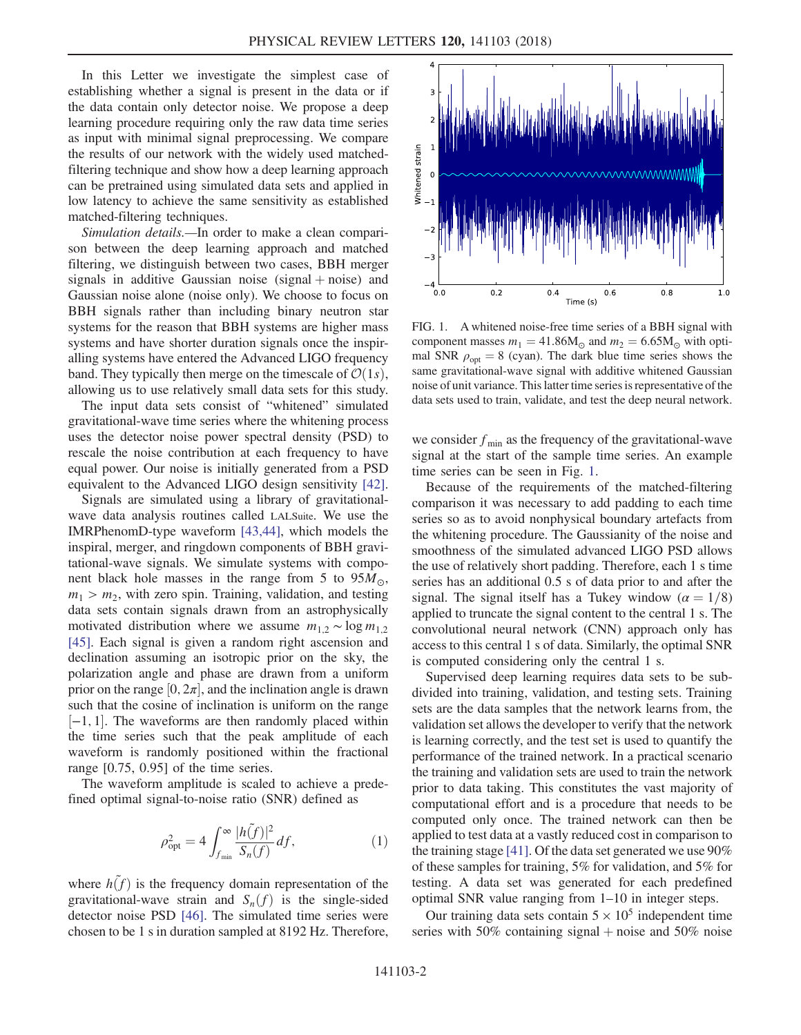In this Letter we investigate the simplest case of establishing whether a signal is present in the data or if the data contain only detector noise. We propose a deep learning procedure requiring only the raw data time series as input with minimal signal preprocessing. We compare the results of our network with the widely used matched-filtering technique and show how a deep learning approach can be pretrained using simulated data sets and applied in low latency to achieve the same sensitivity as established matched-filtering techniques.

*Simulation details.*—In order to make a clean comparison between the deep learning approach and matched filtering, we distinguish between two cases, BBH merger signals in additive Gaussian noise (signal + noise) and Gaussian noise alone (noise only). We choose to focus on BBH signals rather than including binary neutron star systems for the reason that BBH systems are higher mass systems and have shorter duration signals once the inspiralling systems have entered the Advanced LIGO frequency band. They typically then merge on the timescale of $\mathcal{O}(1s)$, allowing us to use relatively small data sets for this study.

The input data sets consist of "whitened" simulated gravitational-wave time series where the whitening process uses the detector noise power spectral density (PSD) to rescale the noise contribution at each frequency to have equal power. Our noise is initially generated from a PSD equivalent to the Advanced LIGO design sensitivity [42].

Signals are simulated using a library of gravitational-wave data analysis routines called LALSuite. We use the IMRPhenomD-type waveform [43,44], which models the inspiral, merger, and ringdown components of BBH gravitational-wave signals. We simulate systems with component black hole masses in the range from 5 to $95M_{\odot}$, $m_1 > m_2$, with zero spin. Training, validation, and testing data sets contain signals drawn from an astrophysically motivated distribution where we assume $m_{1,2} \sim \log m_{1,2}$ [45]. Each signal is given a random right ascension and declination assuming an isotropic prior on the sky, the polarization angle and phase are drawn from a uniform prior on the range $[0, 2\pi]$, and the inclination angle is drawn such that the cosine of inclination is uniform on the range $[-1, 1]$. The waveforms are then randomly placed within the time series such that the peak amplitude of each waveform is randomly positioned within the fractional range [0.75, 0.95] of the time series.

The waveform amplitude is scaled to achieve a predefined optimal signal-to-noise ratio (SNR) defined as

$$\rho_{\text{opt}}^2 = 4 \int_{f_{\min}}^{\infty} \frac{|\tilde{h}(f)|^2}{S_n(f)} df, \tag{1}$$

where $\tilde{h}(f)$ is the frequency domain representation of the gravitational-wave strain and $S_n(f)$ is the single-sided detector noise PSD [46]. The simulated time series were chosen to be 1 s in duration sampled at 8192 Hz. Therefore, we consider $f_{\min}$ as the frequency of the gravitational-wave signal at the start of the sample time series. An example time series can be seen in Fig. 1.

FIG. 1. A whitened noise-free time series of a BBH signal with component masses $m_1 = 41.86\text{M}_{\odot}$ and $m_2 = 6.65\text{M}_{\odot}$ with optimal SNR $\rho_{\text{opt}} = 8$ (cyan). The dark blue time series shows the same gravitational-wave signal with additive whitened Gaussian noise of unit variance. This latter time series is representative of the data sets used to train, validate, and test the deep neural network.

Because of the requirements of the matched-filtering comparison it was necessary to add padding to each time series so as to avoid nonphysical boundary artefacts from the whitening procedure. The Gaussianity of the noise and smoothness of the simulated advanced LIGO PSD allows the use of relatively short padding. Therefore, each 1 s time series has an additional 0.5 s of data prior to and after the signal. The signal itself has a Tukey window ($\alpha = 1/8$) applied to truncate the signal content to the central 1 s. The convolutional neural network (CNN) approach only has access to this central 1 s of data. Similarly, the optimal SNR is computed considering only the central 1 s.

Supervised deep learning requires data sets to be subdivided into training, validation, and testing sets. Training sets are the data samples that the network learns from, the validation set allows the developer to verify that the network is learning correctly, and the test set is used to quantify the performance of the trained network. In a practical scenario the training and validation sets are used to train the network prior to data taking. This constitutes the vast majority of computational effort and is a procedure that needs to be computed only once. The trained network can then be applied to test data at a vastly reduced cost in comparison to the training stage [41]. Of the data set generated we use 90% of these samples for training, 5% for validation, and 5% for testing. A data set was generated for each predefined optimal SNR value ranging from 1–10 in integer steps.

Our training data sets contain $5 \times 10^5$ independent time series with 50% containing signal + noise and 50% noise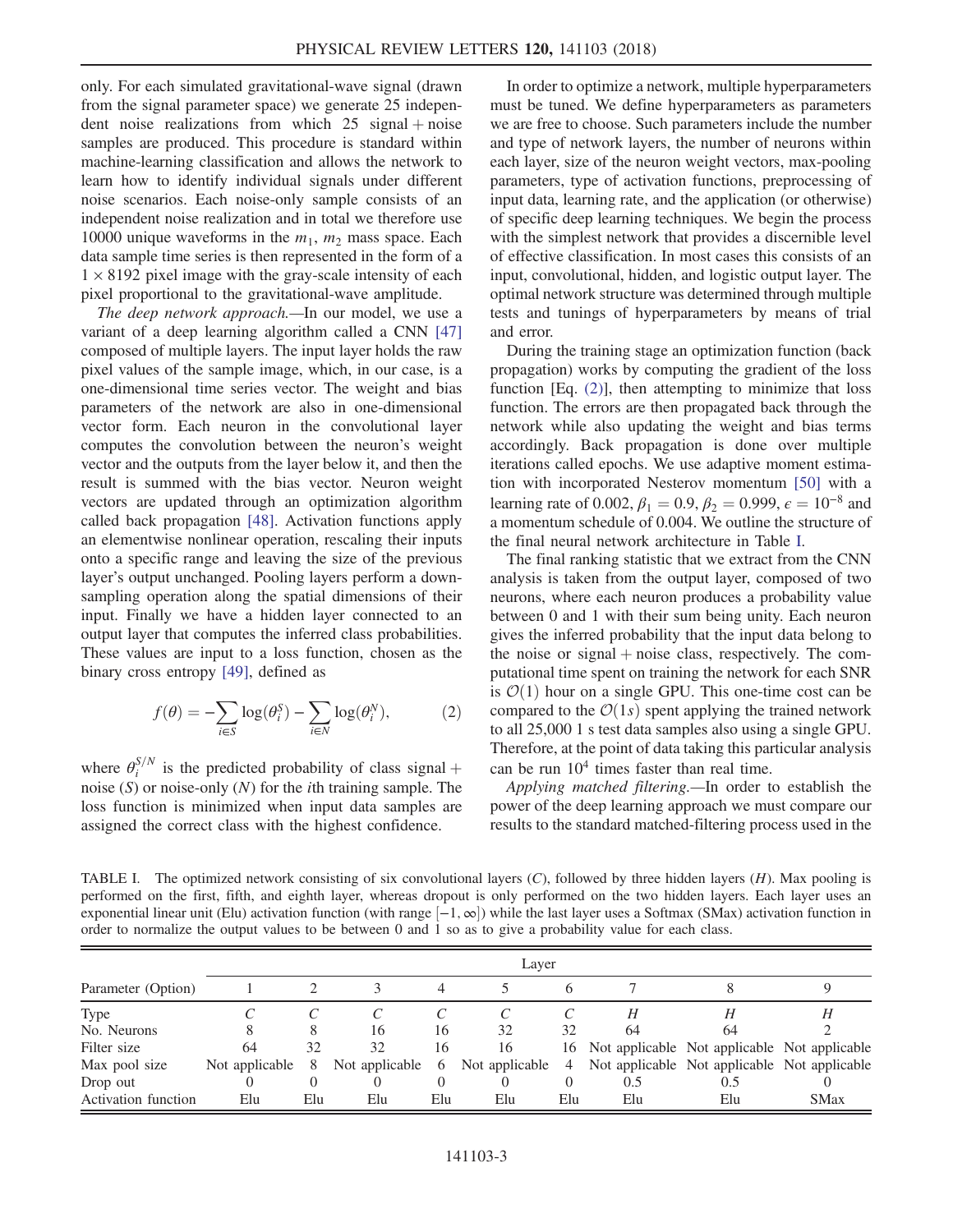only. For each simulated gravitational-wave signal (drawn from the signal parameter space) we generate 25 independent noise realizations from which 25 signal + noise samples are produced. This procedure is standard within machine-learning classification and allows the network to learn how to identify individual signals under different noise scenarios. Each noise-only sample consists of an independent noise realization and in total we therefore use 10000 unique waveforms in the $m_1$, $m_2$ mass space. Each data sample time series is then represented in the form of a $1 \times 8192$ pixel image with the gray-scale intensity of each pixel proportional to the gravitational-wave amplitude.

*The deep network approach.*—In our model, we use a variant of a deep learning algorithm called a CNN [47] composed of multiple layers. The input layer holds the raw pixel values of the sample image, which, in our case, is a one-dimensional time series vector. The weight and bias parameters of the network are also in one-dimensional vector form. Each neuron in the convolutional layer computes the convolution between the neuron's weight vector and the outputs from the layer below it, and then the result is summed with the bias vector. Neuron weight vectors are updated through an optimization algorithm called back propagation [48]. Activation functions apply an elementwise nonlinear operation, rescaling their inputs onto a specific range and leaving the size of the previous layer's output unchanged. Pooling layers perform a downsampling operation along the spatial dimensions of their input. Finally we have a hidden layer connected to an output layer that computes the inferred class probabilities. These values are input to a loss function, chosen as the binary cross entropy [49], defined as

$$f(\theta) = -\sum_{i\in S} \log(\theta_i^S) - \sum_{i\in N} \log(\theta_i^N), \qquad (2)$$

where $\theta_i^{S/N}$ is the predicted probability of class signal + noise ($S$) or noise-only ($N$) for the $i$th training sample. The loss function is minimized when input data samples are assigned the correct class with the highest confidence.

In order to optimize a network, multiple hyperparameters must be tuned. We define hyperparameters as parameters we are free to choose. Such parameters include the number and type of network layers, the number of neurons within each layer, size of the neuron weight vectors, max-pooling parameters, type of activation functions, preprocessing of input data, learning rate, and the application (or otherwise) of specific deep learning techniques. We begin the process with the simplest network that provides a discernible level of effective classification. In most cases this consists of an input, convolutional, hidden, and logistic output layer. The optimal network structure was determined through multiple tests and tunings of hyperparameters by means of trial and error.

During the training stage an optimization function (back propagation) works by computing the gradient of the loss function [Eq. (2)], then attempting to minimize that loss function. The errors are then propagated back through the network while also updating the weight and bias terms accordingly. Back propagation is done over multiple iterations called epochs. We use adaptive moment estimation with incorporated Nesterov momentum [50] with a learning rate of 0.002, $\beta_1 = 0.9$, $\beta_2 = 0.999$, $\epsilon = 10^{-8}$ and a momentum schedule of 0.004. We outline the structure of the final neural network architecture in Table I.

The final ranking statistic that we extract from the CNN analysis is taken from the output layer, composed of two neurons, where each neuron produces a probability value between 0 and 1 with their sum being unity. Each neuron gives the inferred probability that the input data belong to the noise or signal + noise class, respectively. The computational time spent on training the network for each SNR is $\mathcal{O}(1)$ hour on a single GPU. This one-time cost can be compared to the $\mathcal{O}(1s)$ spent applying the trained network to all 25,000 1 s test data samples also using a single GPU. Therefore, at the point of data taking this particular analysis can be run $10^4$ times faster than real time.

*Applying matched filtering.*—In order to establish the power of the deep learning approach we must compare our results to the standard matched-filtering process used in the

TABLE I. The optimized network consisting of six convolutional layers ($C$), followed by three hidden layers ($H$). Max pooling is performed on the first, fifth, and eighth layer, whereas dropout is only performed on the two hidden layers. Each layer uses an exponential linear unit (Elu) activation function (with range $[-1, \infty]$) while the last layer uses a Softmax (SMax) activation function in order to normalize the output values to be between 0 and 1 so as to give a probability value for each class.

| Parameter (Option) | Layer | | | | | | | | |
|---|---|---|---|---|---|---|---|---|---|
| | 1 | 2 | 3 | 4 | 5 | 6 | 7 | 8 | 9 |
| Type | $C$ | $C$ | $C$ | $C$ | $C$ | $C$ | $H$ | $H$ | $H$ |
| No. Neurons | 8 | 8 | 16 | 16 | 32 | 32 | 64 | 64 | 2 |
| Filter size | 64 | 32 | 32 | 16 | 16 | 16 | Not applicable | Not applicable | Not applicable |
| Max pool size | Not applicable | 8 | Not applicable | 6 | Not applicable | 4 | Not applicable | Not applicable | Not applicable |
| Drop out | 0 | 0 | 0 | 0 | 0 | 0 | 0.5 | 0.5 | 0 |
| Activation function | Elu | Elu | Elu | Elu | Elu | Elu | Elu | Elu | SMax |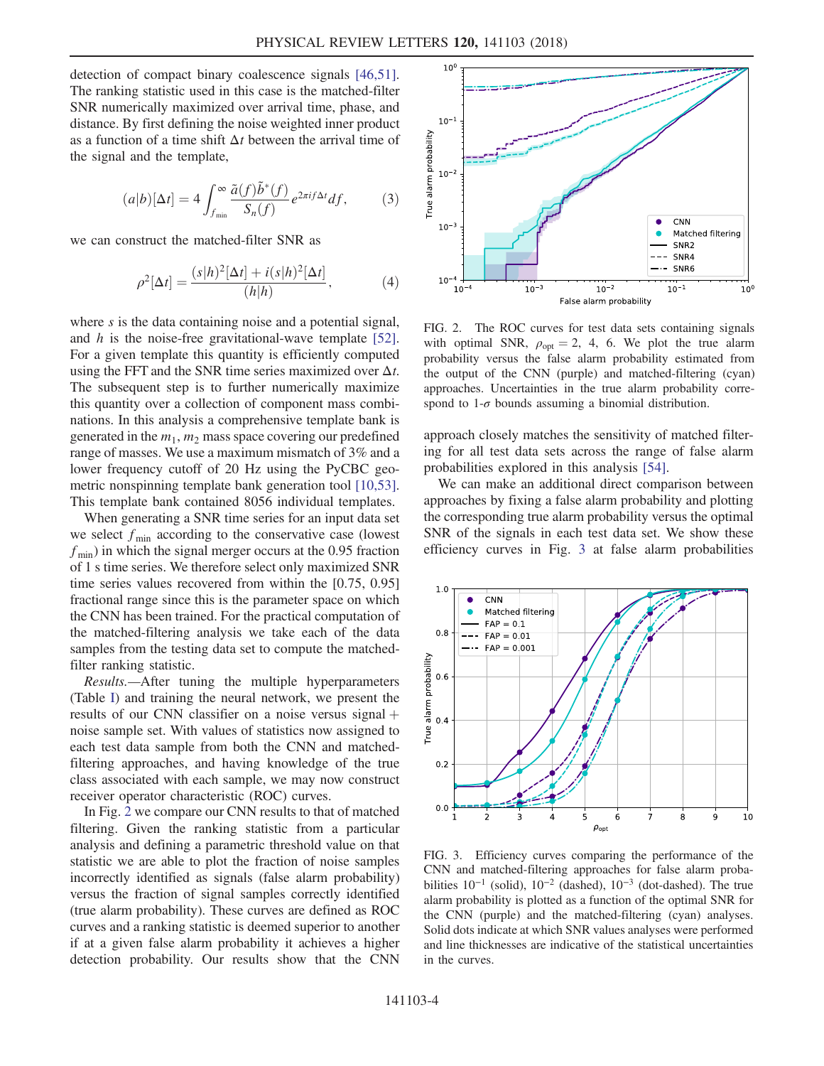detection of compact binary coalescence signals [46,51]. The ranking statistic used in this case is the matched-filter SNR numerically maximized over arrival time, phase, and distance. By first defining the noise weighted inner product as a function of a time shift $\Delta t$ between the arrival time of the signal and the template,

$$(a|b)[\Delta t] = 4 \int_{f_{\min}}^{\infty} \frac{\tilde{a}(f)\tilde{b}^*(f)}{S_n(f)} e^{2\pi i f \Delta t} df, \qquad (3)$$

we can construct the matched-filter SNR as

$$\rho^2[\Delta t] = \frac{(s|h)^2[\Delta t] + i(s|h)^2[\Delta t]}{(h|h)}, \qquad (4)$$

where $s$ is the data containing noise and a potential signal, and $h$ is the noise-free gravitational-wave template [52]. For a given template this quantity is efficiently computed using the FFT and the SNR time series maximized over $\Delta t$. The subsequent step is to further numerically maximize this quantity over a collection of component mass combinations. In this analysis a comprehensive template bank is generated in the $m_1, m_2$ mass space covering our predefined range of masses. We use a maximum mismatch of 3% and a lower frequency cutoff of 20 Hz using the PyCBC geometric nonspinning template bank generation tool [10,53]. This template bank contained 8056 individual templates.

When generating a SNR time series for an input data set we select $f_{\min}$ according to the conservative case (lowest $f_{\min}$) in which the signal merger occurs at the 0.95 fraction of 1 s time series. We therefore select only maximized SNR time series values recovered from within the [0.75, 0.95] fractional range since this is the parameter space on which the CNN has been trained. For the practical computation of the matched-filtering analysis we take each of the data samples from the testing data set to compute the matched-filter ranking statistic.

*Results.*—After tuning the multiple hyperparameters (Table I) and training the neural network, we present the results of our CNN classifier on a noise versus signal + noise sample set. With values of statistics now assigned to each test data sample from both the CNN and matched-filtering approaches, and having knowledge of the true class associated with each sample, we may now construct receiver operator characteristic (ROC) curves.

In Fig. 2 we compare our CNN results to that of matched filtering. Given the ranking statistic from a particular analysis and defining a parametric threshold value on that statistic we are able to plot the fraction of noise samples incorrectly identified as signals (false alarm probability) versus the fraction of signal samples correctly identified (true alarm probability). These curves are defined as ROC curves and a ranking statistic is deemed superior to another if at a given false alarm probability it achieves a higher detection probability. Our results show that the CNN approach closely matches the sensitivity of matched filtering for all test data sets across the range of false alarm probabilities explored in this analysis [54].

FIG. 2. The ROC curves for test data sets containing signals with optimal SNR, $\rho_{\rm opt} = 2$, 4, 6. We plot the true alarm probability versus the false alarm probability estimated from the output of the CNN (purple) and matched-filtering (cyan) approaches. Uncertainties in the true alarm probability correspond to 1-$\sigma$ bounds assuming a binomial distribution.

We can make an additional direct comparison between approaches by fixing a false alarm probability and plotting the corresponding true alarm probability versus the optimal SNR of the signals in each test data set. We show these efficiency curves in Fig. 3 at false alarm probabilities

FIG. 3. Efficiency curves comparing the performance of the CNN and matched-filtering approaches for false alarm probabilities $10^{-1}$ (solid), $10^{-2}$ (dashed), $10^{-3}$ (dot-dashed). The true alarm probability is plotted as a function of the optimal SNR for the CNN (purple) and the matched-filtering (cyan) analyses. Solid dots indicate at which SNR values analyses were performed and line thicknesses are indicative of the statistical uncertainties in the curves.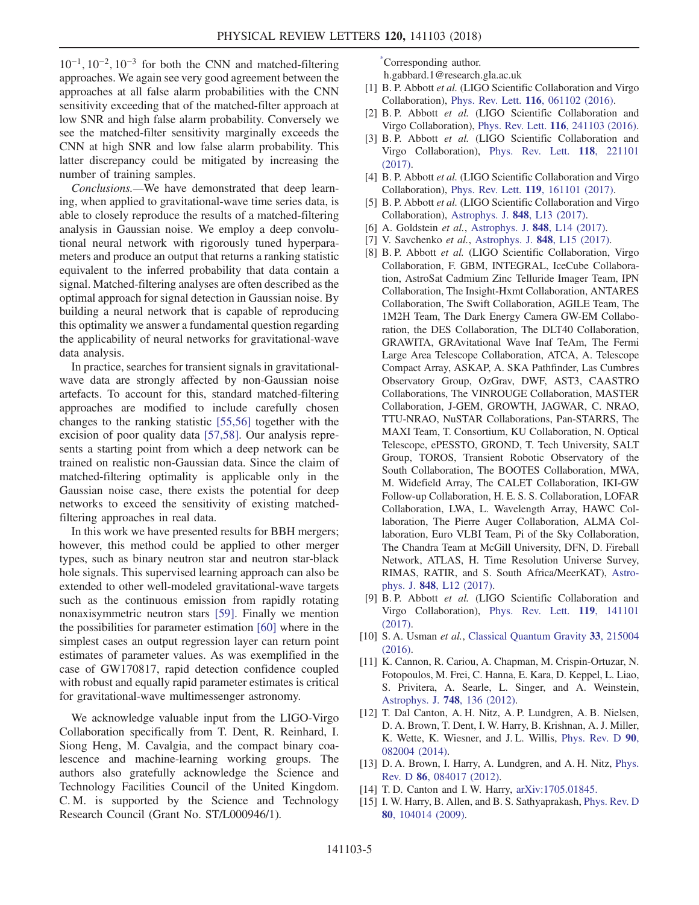$10^{-1}, 10^{-2}, 10^{-3}$ for both the CNN and matched-filtering approaches. We again see very good agreement between the approaches at all false alarm probabilities with the CNN sensitivity exceeding that of the matched-filter approach at low SNR and high false alarm probability. Conversely we see the matched-filter sensitivity marginally exceeds the CNN at high SNR and low false alarm probability. This latter discrepancy could be mitigated by increasing the number of training samples.

*Conclusions.*—We have demonstrated that deep learning, when applied to gravitational-wave time series data, is able to closely reproduce the results of a matched-filtering analysis in Gaussian noise. We employ a deep convolutional neural network with rigorously tuned hyperparameters and produce an output that returns a ranking statistic equivalent to the inferred probability that data contain a signal. Matched-filtering analyses are often described as the optimal approach for signal detection in Gaussian noise. By building a neural network that is capable of reproducing this optimality we answer a fundamental question regarding the applicability of neural networks for gravitational-wave data analysis.

In practice, searches for transient signals in gravitational-wave data are strongly affected by non-Gaussian noise artefacts. To account for this, standard matched-filtering approaches are modified to include carefully chosen changes to the ranking statistic [55,56] together with the excision of poor quality data [57,58]. Our analysis represents a starting point from which a deep network can be trained on realistic non-Gaussian data. Since the claim of matched-filtering optimality is applicable only in the Gaussian noise case, there exists the potential for deep networks to exceed the sensitivity of existing matched-filtering approaches in real data.

In this work we have presented results for BBH mergers; however, this method could be applied to other merger types, such as binary neutron star and neutron star-black hole signals. This supervised learning approach can also be extended to other well-modeled gravitational-wave targets such as the continuous emission from rapidly rotating nonaxisymmetric neutron stars [59]. Finally we mention the possibilities for parameter estimation [60] where in the simplest cases an output regression layer can return point estimates of parameter values. As was exemplified in the case of GW170817, rapid detection confidence coupled with robust and equally rapid parameter estimates is critical for gravitational-wave multimessenger astronomy.

We acknowledge valuable input from the LIGO-Virgo Collaboration specifically from T. Dent, R. Reinhard, I. Siong Heng, M. Cavalgia, and the compact binary coalescence and machine-learning working groups. The authors also gratefully acknowledge the Science and Technology Facilities Council of the United Kingdom. C. M. is supported by the Science and Technology Research Council (Grant No. ST/L000946/1).

[*]Corresponding author.
h.gabbard.1@research.gla.ac.uk

[1] B. P. Abbott *et al.* (LIGO Scientific Collaboration and Virgo Collaboration), Phys. Rev. Lett. **116**, 061102 (2016).

[2] B. P. Abbott *et al.* (LIGO Scientific Collaboration and Virgo Collaboration), Phys. Rev. Lett. **116**, 241103 (2016).

[3] B. P. Abbott *et al.* (LIGO Scientific Collaboration and Virgo Collaboration), Phys. Rev. Lett. **118**, 221101 (2017).

[4] B. P. Abbott *et al.* (LIGO Scientific Collaboration and Virgo Collaboration), Phys. Rev. Lett. **119**, 161101 (2017).

[5] B. P. Abbott *et al.* (LIGO Scientific Collaboration and Virgo Collaboration), Astrophys. J. **848**, L13 (2017).

[6] A. Goldstein *et al.*, Astrophys. J. **848**, L14 (2017).

[7] V. Savchenko *et al.*, Astrophys. J. **848**, L15 (2017).

[8] B. P. Abbott *et al.* (LIGO Scientific Collaboration, Virgo Collaboration, F. GBM, INTEGRAL, IceCube Collaboration, AstroSat Cadmium Zinc Telluride Imager Team, IPN Collaboration, The Insight-Hxmt Collaboration, ANTARES Collaboration, The Swift Collaboration, AGILE Team, The 1M2H Team, The Dark Energy Camera GW-EM Collaboration, the DES Collaboration, The DLT40 Collaboration, GRAWITA, GRAvitational Wave Inaf TeAm, The Fermi Large Area Telescope Collaboration, ATCA, A. Telescope Compact Array, ASKAP, A. SKA Pathfinder, Las Cumbres Observatory Group, OzGrav, DWF, AST3, CAASTRO Collaborations, The VINROUGE Collaboration, MASTER Collaboration, J-GEM, GROWTH, JAGWAR, C. NRAO, TTU-NRAO, NuSTAR Collaborations, Pan-STARRS, The MAXI Team, T. Consortium, KU Collaboration, N. Optical Telescope, ePESSTO, GROND, T. Tech University, SALT Group, TOROS, Transient Robotic Observatory of the South Collaboration, The BOOTES Collaboration, MWA, M. Widefield Array, The CALET Collaboration, IKI-GW Follow-up Collaboration, H. E. S. S. Collaboration, LOFAR Collaboration, LWA, L. Wavelength Array, HAWC Collaboration, The Pierre Auger Collaboration, ALMA Collaboration, Euro VLBI Team, Pi of the Sky Collaboration, The Chandra Team at McGill University, DFN, D. Fireball Network, ATLAS, H. Time Resolution Universe Survey, RIMAS, RATIR, and S. South Africa/MeerKAT), Astrophys. J. **848**, L12 (2017).

[9] B. P. Abbott *et al.* (LIGO Scientific Collaboration and Virgo Collaboration), Phys. Rev. Lett. **119**, 141101 (2017).

[10] S. A. Usman *et al.*, Classical Quantum Gravity **33**, 215004 (2016).

[11] K. Cannon, R. Cariou, A. Chapman, M. Crispin-Ortuzar, N. Fotopoulos, M. Frei, C. Hanna, E. Kara, D. Keppel, L. Liao, S. Privitera, A. Searle, L. Singer, and A. Weinstein, Astrophys. J. **748**, 136 (2012).

[12] T. Dal Canton, A. H. Nitz, A. P. Lundgren, A. B. Nielsen, D. A. Brown, T. Dent, I. W. Harry, B. Krishnan, A. J. Miller, K. Wette, K. Wiesner, and J. L. Willis, Phys. Rev. D **90**, 082004 (2014).

[13] D. A. Brown, I. Harry, A. Lundgren, and A. H. Nitz, Phys. Rev. D **86**, 084017 (2012).

[14] T. D. Canton and I. W. Harry, arXiv:1705.01845.

[15] I. W. Harry, B. Allen, and B. S. Sathyaprakash, Phys. Rev. D **80**, 104014 (2009).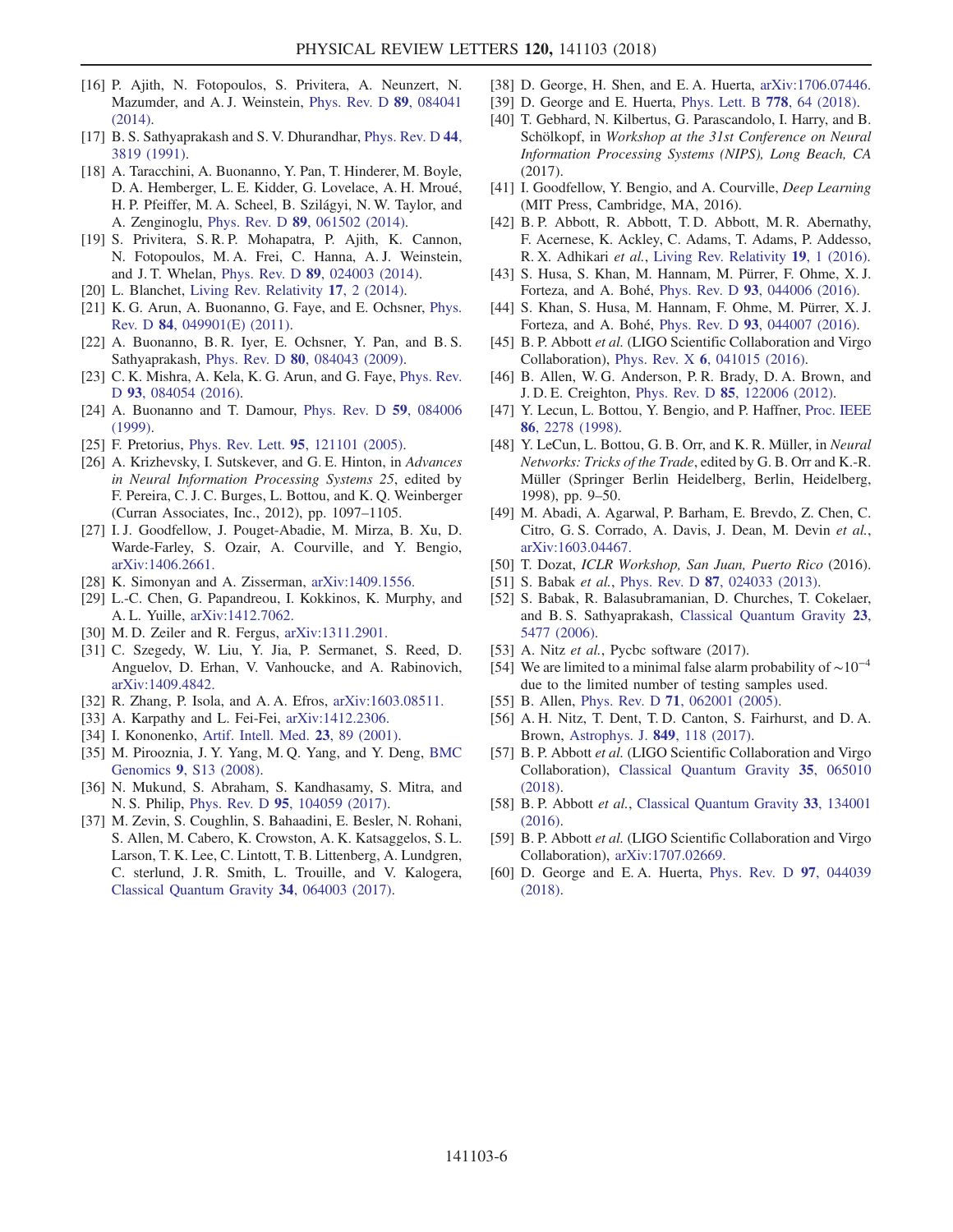[16] P. Ajith, N. Fotopoulos, S. Privitera, A. Neunzert, N. Mazumder, and A. J. Weinstein, Phys. Rev. D **89**, 084041 (2014).

[17] B. S. Sathyaprakash and S. V. Dhurandhar, Phys. Rev. D **44**, 3819 (1991).

[18] A. Taracchini, A. Buonanno, Y. Pan, T. Hinderer, M. Boyle, D. A. Hemberger, L. E. Kidder, G. Lovelace, A. H. Mroué, H. P. Pfeiffer, M. A. Scheel, B. Szilágyi, N. W. Taylor, and A. Zenginoglu, Phys. Rev. D **89**, 061502 (2014).

[19] S. Privitera, S. R. P. Mohapatra, P. Ajith, K. Cannon, N. Fotopoulos, M. A. Frei, C. Hanna, A. J. Weinstein, and J. T. Whelan, Phys. Rev. D **89**, 024003 (2014).

[20] L. Blanchet, Living Rev. Relativity **17**, 2 (2014).

[21] K. G. Arun, A. Buonanno, G. Faye, and E. Ochsner, Phys. Rev. D **84**, 049901(E) (2011).

[22] A. Buonanno, B. R. Iyer, E. Ochsner, Y. Pan, and B. S. Sathyaprakash, Phys. Rev. D **80**, 084043 (2009).

[23] C. K. Mishra, A. Kela, K. G. Arun, and G. Faye, Phys. Rev. D **93**, 084054 (2016).

[24] A. Buonanno and T. Damour, Phys. Rev. D **59**, 084006 (1999).

[25] F. Pretorius, Phys. Rev. Lett. **95**, 121101 (2005).

[26] A. Krizhevsky, I. Sutskever, and G. E. Hinton, in *Advances in Neural Information Processing Systems 25*, edited by F. Pereira, C. J. C. Burges, L. Bottou, and K. Q. Weinberger (Curran Associates, Inc., 2012), pp. 1097–1105.

[27] I. J. Goodfellow, J. Pouget-Abadie, M. Mirza, B. Xu, D. Warde-Farley, S. Ozair, A. Courville, and Y. Bengio, arXiv:1406.2661.

[28] K. Simonyan and A. Zisserman, arXiv:1409.1556.

[29] L.-C. Chen, G. Papandreou, I. Kokkinos, K. Murphy, and A. L. Yuille, arXiv:1412.7062.

[30] M. D. Zeiler and R. Fergus, arXiv:1311.2901.

[31] C. Szegedy, W. Liu, Y. Jia, P. Sermanet, S. Reed, D. Anguelov, D. Erhan, V. Vanhoucke, and A. Rabinovich, arXiv:1409.4842.

[32] R. Zhang, P. Isola, and A. A. Efros, arXiv:1603.08511.

[33] A. Karpathy and L. Fei-Fei, arXiv:1412.2306.

[34] I. Kononenko, Artif. Intell. Med. **23**, 89 (2001).

[35] M. Pirooznia, J. Y. Yang, M. Q. Yang, and Y. Deng, BMC Genomics **9**, S13 (2008).

[36] N. Mukund, S. Abraham, S. Kandhasamy, S. Mitra, and N. S. Philip, Phys. Rev. D **95**, 104059 (2017).

[37] M. Zevin, S. Coughlin, S. Bahaadini, E. Besler, N. Rohani, S. Allen, M. Cabero, K. Crowston, A. K. Katsaggelos, S. L. Larson, T. K. Lee, C. Lintott, T. B. Littenberg, A. Lundgren, C. sterlund, J. R. Smith, L. Trouille, and V. Kalogera, Classical Quantum Gravity **34**, 064003 (2017).

[38] D. George, H. Shen, and E. A. Huerta, arXiv:1706.07446.

[39] D. George and E. Huerta, Phys. Lett. B **778**, 64 (2018).

[40] T. Gebhard, N. Kilbertus, G. Parascandolo, I. Harry, and B. Schölkopf, in *Workshop at the 31st Conference on Neural Information Processing Systems (NIPS), Long Beach, CA* (2017).

[41] I. Goodfellow, Y. Bengio, and A. Courville, *Deep Learning* (MIT Press, Cambridge, MA, 2016).

[42] B. P. Abbott, R. Abbott, T. D. Abbott, M. R. Abernathy, F. Acernese, K. Ackley, C. Adams, T. Adams, P. Addesso, R. X. Adhikari *et al.*, Living Rev. Relativity **19**, 1 (2016).

[43] S. Husa, S. Khan, M. Hannam, M. Pürrer, F. Ohme, X. J. Forteza, and A. Bohé, Phys. Rev. D **93**, 044006 (2016).

[44] S. Khan, S. Husa, M. Hannam, F. Ohme, M. Pürrer, X. J. Forteza, and A. Bohé, Phys. Rev. D **93**, 044007 (2016).

[45] B. P. Abbott *et al.* (LIGO Scientific Collaboration and Virgo Collaboration), Phys. Rev. X **6**, 041015 (2016).

[46] B. Allen, W. G. Anderson, P. R. Brady, D. A. Brown, and J. D. E. Creighton, Phys. Rev. D **85**, 122006 (2012).

[47] Y. Lecun, L. Bottou, Y. Bengio, and P. Haffner, Proc. IEEE **86**, 2278 (1998).

[48] Y. LeCun, L. Bottou, G. B. Orr, and K. R. Müller, in *Neural Networks: Tricks of the Trade*, edited by G. B. Orr and K.-R. Müller (Springer Berlin Heidelberg, Berlin, Heidelberg, 1998), pp. 9–50.

[49] M. Abadi, A. Agarwal, P. Barham, E. Brevdo, Z. Chen, C. Citro, G. S. Corrado, A. Davis, J. Dean, M. Devin *et al.*, arXiv:1603.04467.

[50] T. Dozat, *ICLR Workshop, San Juan, Puerto Rico* (2016).

[51] S. Babak *et al.*, Phys. Rev. D **87**, 024033 (2013).

[52] S. Babak, R. Balasubramanian, D. Churches, T. Cokelaer, and B. S. Sathyaprakash, Classical Quantum Gravity **23**, 5477 (2006).

[53] A. Nitz *et al.*, Pycbc software (2017).

[54] We are limited to a minimal false alarm probability of $\sim 10^{-4}$ due to the limited number of testing samples used.

[55] B. Allen, Phys. Rev. D **71**, 062001 (2005).

[56] A. H. Nitz, T. Dent, T. D. Canton, S. Fairhurst, and D. A. Brown, Astrophys. J. **849**, 118 (2017).

[57] B. P. Abbott *et al.* (LIGO Scientific Collaboration and Virgo Collaboration), Classical Quantum Gravity **35**, 065010 (2018).

[58] B. P. Abbott *et al.*, Classical Quantum Gravity **33**, 134001 (2016).

[59] B. P. Abbott *et al.* (LIGO Scientific Collaboration and Virgo Collaboration), arXiv:1707.02669.

[60] D. George and E. A. Huerta, Phys. Rev. D **97**, 044039 (2018).